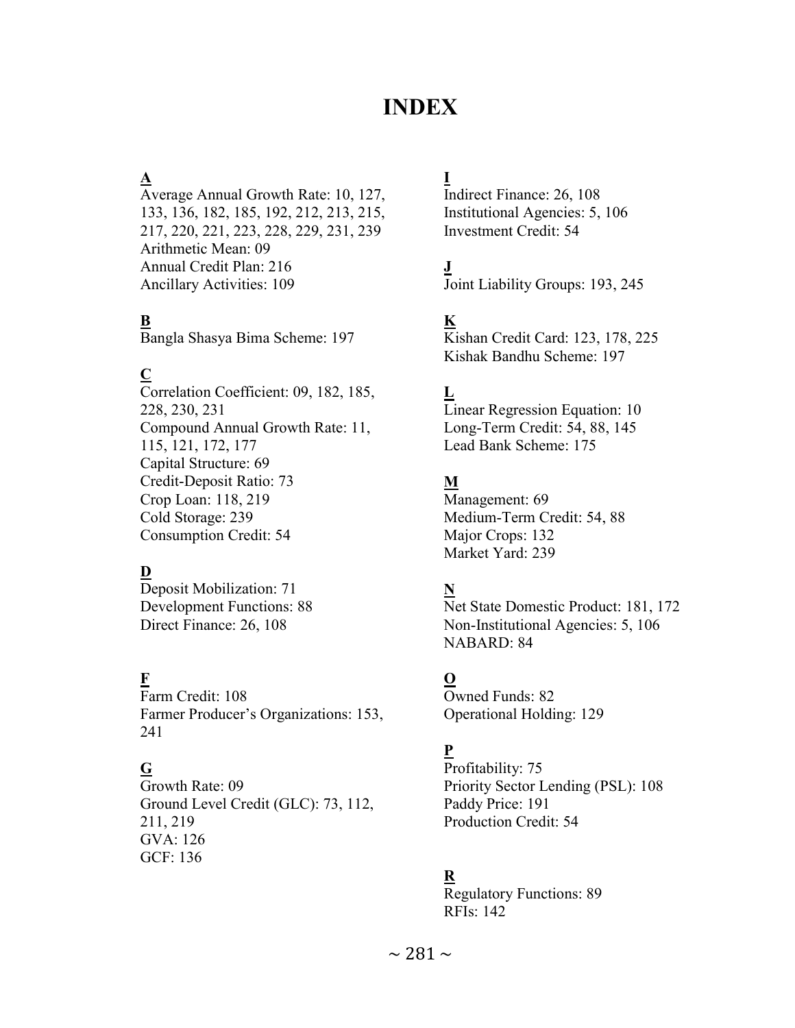# INDEX

**A**

Average Annual Growth Rate: 10, 127, 133, 136, 182, 185, 192, 212, 213, 215, 217, 220, 221, 223, 228, 229, 231, 239
Arithmetic Mean: 09
Annual Credit Plan: 216
Ancillary Activities: 109

**B**

Bangla Shasya Bima Scheme: 197

**C**

Correlation Coefficient: 09, 182, 185, 228, 230, 231
Compound Annual Growth Rate: 11, 115, 121, 172, 177
Capital Structure: 69
Credit-Deposit Ratio: 73
Crop Loan: 118, 219
Cold Storage: 239
Consumption Credit: 54

**D**

Deposit Mobilization: 71
Development Functions: 88
Direct Finance: 26, 108

**F**

Farm Credit: 108
Farmer Producer's Organizations: 153, 241

**G**

Growth Rate: 09
Ground Level Credit (GLC): 73, 112, 211, 219
GVA: 126
GCF: 136

**I**

Indirect Finance: 26, 108
Institutional Agencies: 5, 106
Investment Credit: 54

**J**

Joint Liability Groups: 193, 245

**K**

Kishan Credit Card: 123, 178, 225
Kishak Bandhu Scheme: 197

**L**

Linear Regression Equation: 10
Long-Term Credit: 54, 88, 145
Lead Bank Scheme: 175

**M**

Management: 69
Medium-Term Credit: 54, 88
Major Crops: 132
Market Yard: 239

**N**

Net State Domestic Product: 181, 172
Non-Institutional Agencies: 5, 106
NABARD: 84

**O**

Owned Funds: 82
Operational Holding: 129

**P**

Profitability: 75
Priority Sector Lending (PSL): 108
Paddy Price: 191
Production Credit: 54

**R**

Regulatory Functions: 89
RFIs: 142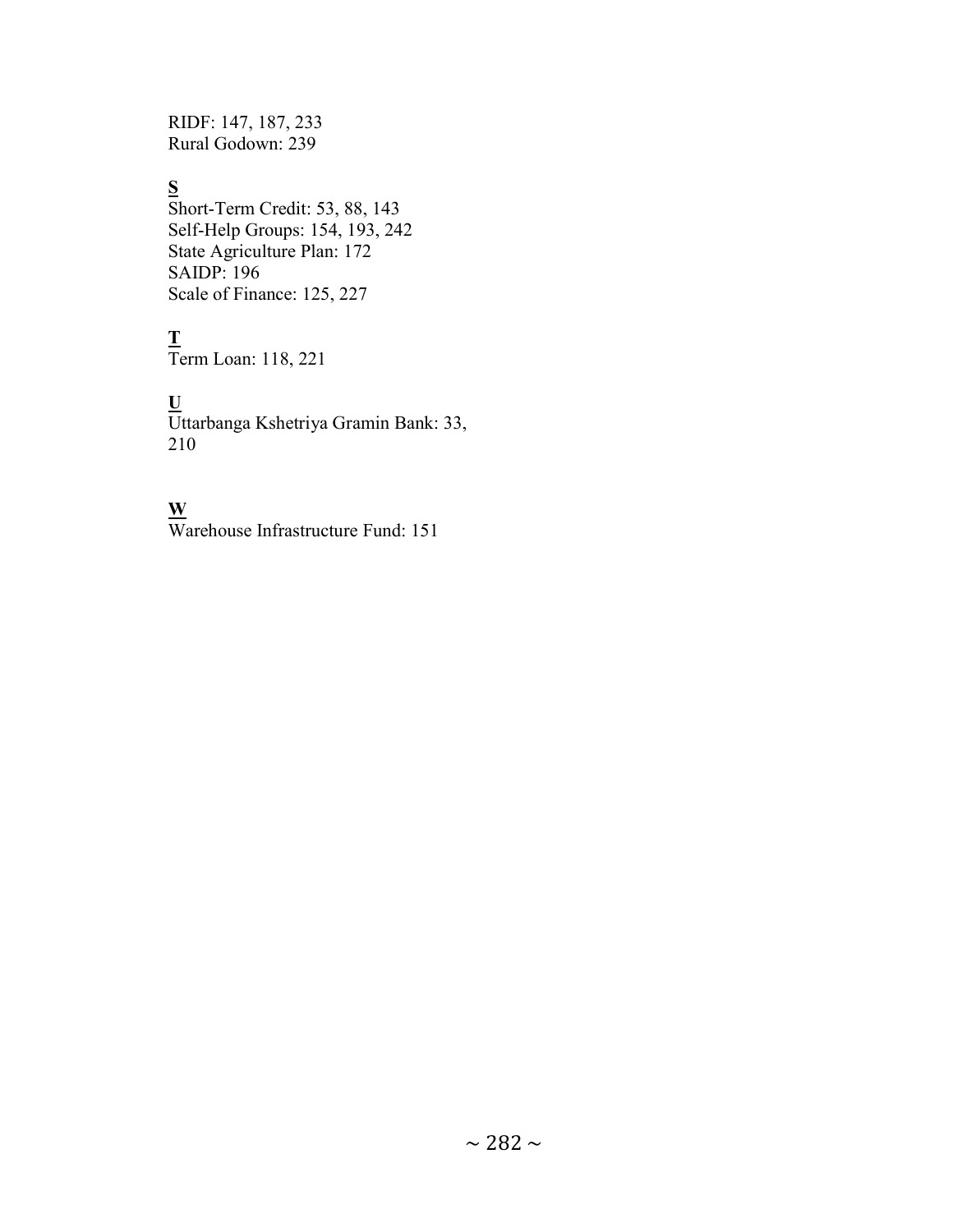RIDF: 147, 187, 233
Rural Godown: 239

**S**

Short-Term Credit: 53, 88, 143
Self-Help Groups: 154, 193, 242
State Agriculture Plan: 172
SAIDP: 196
Scale of Finance: 125, 227

**T**

Term Loan: 118, 221

**U**

Uttarbanga Kshetriya Gramin Bank: 33, 210

**W**

Warehouse Infrastructure Fund: 151